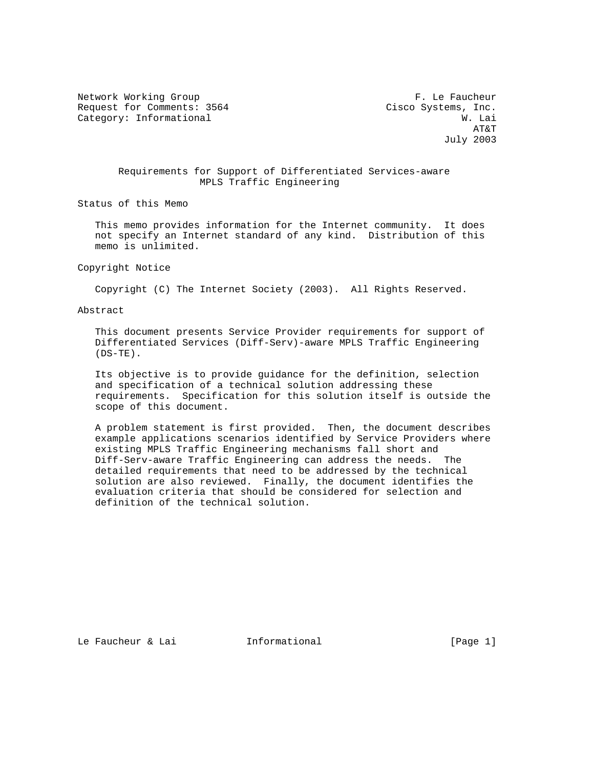Network Working Group F. Le Faucheur
Request for Comments: 3564 Cisco Systems, Inc.
Category: Informational W. Lai
AT&T
July 2003

# Requirements for Support of Differentiated Services-aware MPLS Traffic Engineering

## Status of this Memo

This memo provides information for the Internet community. It does not specify an Internet standard of any kind. Distribution of this memo is unlimited.

## Copyright Notice

Copyright (C) The Internet Society (2003). All Rights Reserved.

## Abstract

This document presents Service Provider requirements for support of Differentiated Services (Diff-Serv)-aware MPLS Traffic Engineering (DS-TE).

Its objective is to provide guidance for the definition, selection and specification of a technical solution addressing these requirements. Specification for this solution itself is outside the scope of this document.

A problem statement is first provided. Then, the document describes example applications scenarios identified by Service Providers where existing MPLS Traffic Engineering mechanisms fall short and Diff-Serv-aware Traffic Engineering can address the needs. The detailed requirements that need to be addressed by the technical solution are also reviewed. Finally, the document identifies the evaluation criteria that should be considered for selection and definition of the technical solution.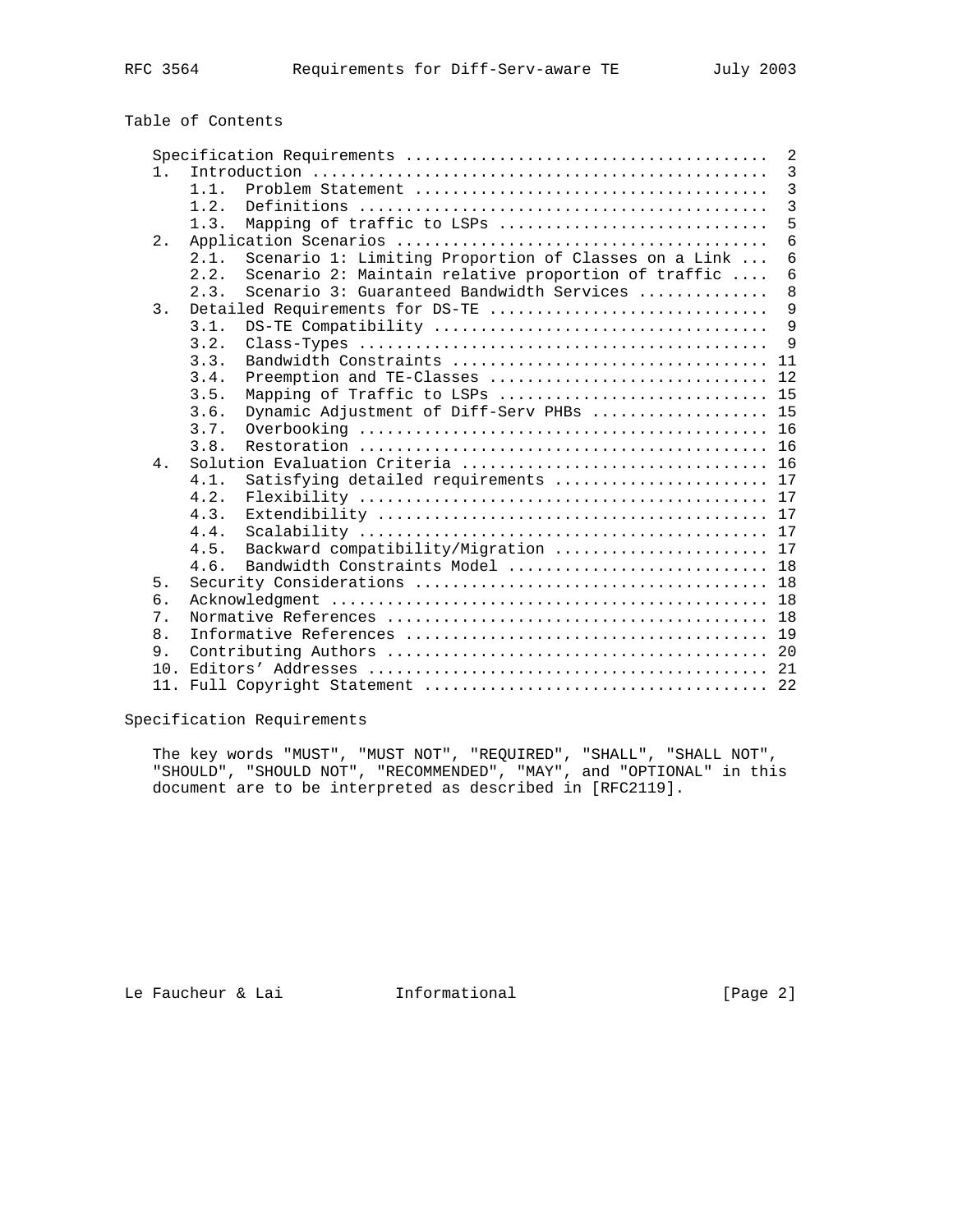# Table of Contents

```
   Specification Requirements ......................................  2
   1.  Introduction ................................................  3
       1.1.  Problem Statement .....................................  3
       1.2.  Definitions ...........................................  3
       1.3.  Mapping of traffic to LSPs ............................  5
   2.  Application Scenarios .......................................  6
       2.1.  Scenario 1: Limiting Proportion of Classes on a Link ...  6
       2.2.  Scenario 2: Maintain relative proportion of traffic ....  6
       2.3.  Scenario 3: Guaranteed Bandwidth Services .............  8
   3.  Detailed Requirements for DS-TE .............................  9
       3.1.  DS-TE Compatibility ...................................  9
       3.2.  Class-Types ...........................................  9
       3.3.  Bandwidth Constraints ................................. 11
       3.4.  Preemption and TE-Classes ............................. 12
       3.5.  Mapping of Traffic to LSPs ............................ 15
       3.6.  Dynamic Adjustment of Diff-Serv PHBs .................. 15
       3.7.  Overbooking ........................................... 16
       3.8.  Restoration ........................................... 16
   4.  Solution Evaluation Criteria ................................ 16
       4.1.  Satisfying detailed requirements ...................... 17
       4.2.  Flexibility ........................................... 17
       4.3.  Extendibility ......................................... 17
       4.4.  Scalability ........................................... 17
       4.5.  Backward compatibility/Migration ...................... 17
       4.6.  Bandwidth Constraints Model ........................... 18
   5.  Security Considerations ..................................... 18
   6.  Acknowledgment .............................................. 18
   7.  Normative References ........................................ 18
   8.  Informative References ...................................... 19
   9.  Contributing Authors ........................................ 20
   10. Editors' Addresses .......................................... 21
   11. Full Copyright Statement .................................... 22
```

## Specification Requirements

The key words "MUST", "MUST NOT", "REQUIRED", "SHALL", "SHALL NOT", "SHOULD", "SHOULD NOT", "RECOMMENDED", "MAY", and "OPTIONAL" in this document are to be interpreted as described in [RFC2119].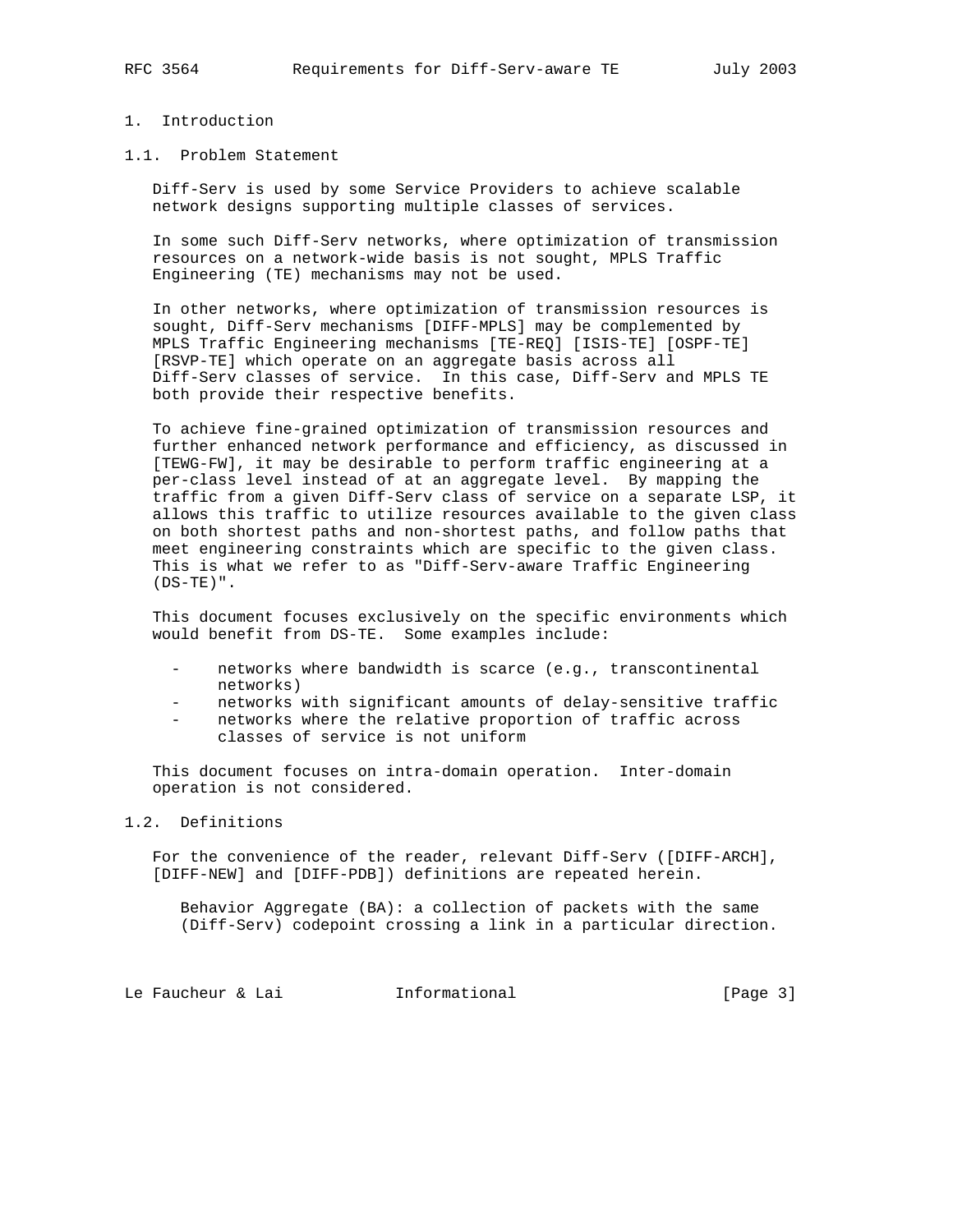# 1. Introduction

## 1.1. Problem Statement

Diff-Serv is used by some Service Providers to achieve scalable network designs supporting multiple classes of services.

In some such Diff-Serv networks, where optimization of transmission resources on a network-wide basis is not sought, MPLS Traffic Engineering (TE) mechanisms may not be used.

In other networks, where optimization of transmission resources is sought, Diff-Serv mechanisms [DIFF-MPLS] may be complemented by MPLS Traffic Engineering mechanisms [TE-REQ] [ISIS-TE] [OSPF-TE] [RSVP-TE] which operate on an aggregate basis across all Diff-Serv classes of service. In this case, Diff-Serv and MPLS TE both provide their respective benefits.

To achieve fine-grained optimization of transmission resources and further enhanced network performance and efficiency, as discussed in [TEWG-FW], it may be desirable to perform traffic engineering at a per-class level instead of at an aggregate level. By mapping the traffic from a given Diff-Serv class of service on a separate LSP, it allows this traffic to utilize resources available to the given class on both shortest paths and non-shortest paths, and follow paths that meet engineering constraints which are specific to the given class. This is what we refer to as "Diff-Serv-aware Traffic Engineering (DS-TE)".

This document focuses exclusively on the specific environments which would benefit from DS-TE. Some examples include:

- networks where bandwidth is scarce (e.g., transcontinental networks)
- networks with significant amounts of delay-sensitive traffic
- networks where the relative proportion of traffic across classes of service is not uniform

This document focuses on intra-domain operation. Inter-domain operation is not considered.

## 1.2. Definitions

For the convenience of the reader, relevant Diff-Serv ([DIFF-ARCH], [DIFF-NEW] and [DIFF-PDB]) definitions are repeated herein.

Behavior Aggregate (BA): a collection of packets with the same (Diff-Serv) codepoint crossing a link in a particular direction.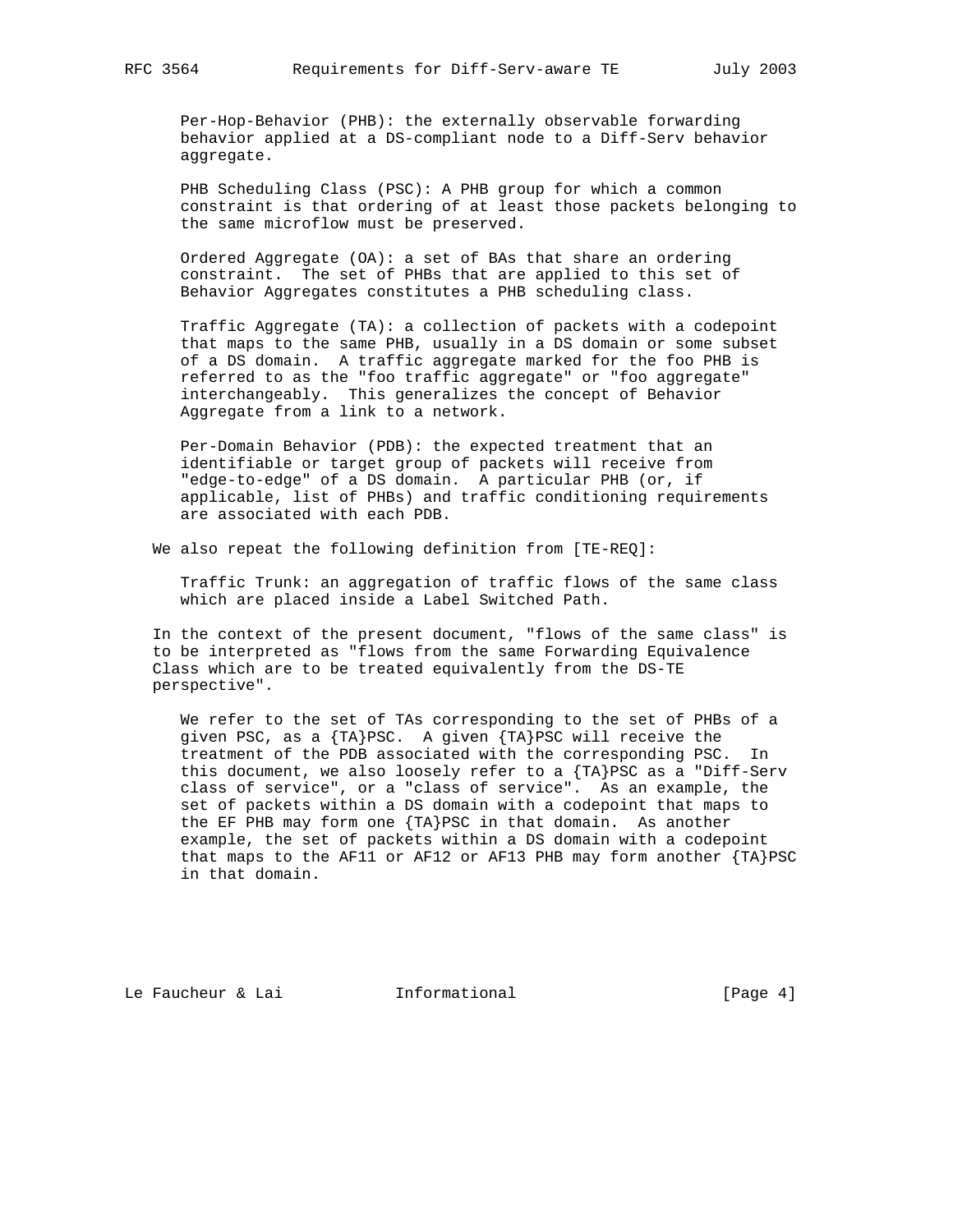Per-Hop-Behavior (PHB): the externally observable forwarding behavior applied at a DS-compliant node to a Diff-Serv behavior aggregate.

PHB Scheduling Class (PSC): A PHB group for which a common constraint is that ordering of at least those packets belonging to the same microflow must be preserved.

Ordered Aggregate (OA): a set of BAs that share an ordering constraint. The set of PHBs that are applied to this set of Behavior Aggregates constitutes a PHB scheduling class.

Traffic Aggregate (TA): a collection of packets with a codepoint that maps to the same PHB, usually in a DS domain or some subset of a DS domain. A traffic aggregate marked for the foo PHB is referred to as the "foo traffic aggregate" or "foo aggregate" interchangeably. This generalizes the concept of Behavior Aggregate from a link to a network.

Per-Domain Behavior (PDB): the expected treatment that an identifiable or target group of packets will receive from "edge-to-edge" of a DS domain. A particular PHB (or, if applicable, list of PHBs) and traffic conditioning requirements are associated with each PDB.

We also repeat the following definition from [TE-REQ]:

Traffic Trunk: an aggregation of traffic flows of the same class which are placed inside a Label Switched Path.

In the context of the present document, "flows of the same class" is to be interpreted as "flows from the same Forwarding Equivalence Class which are to be treated equivalently from the DS-TE perspective".

We refer to the set of TAs corresponding to the set of PHBs of a given PSC, as a {TA}PSC. A given {TA}PSC will receive the treatment of the PDB associated with the corresponding PSC. In this document, we also loosely refer to a {TA}PSC as a "Diff-Serv class of service", or a "class of service". As an example, the set of packets within a DS domain with a codepoint that maps to the EF PHB may form one {TA}PSC in that domain. As another example, the set of packets within a DS domain with a codepoint that maps to the AF11 or AF12 or AF13 PHB may form another {TA}PSC in that domain.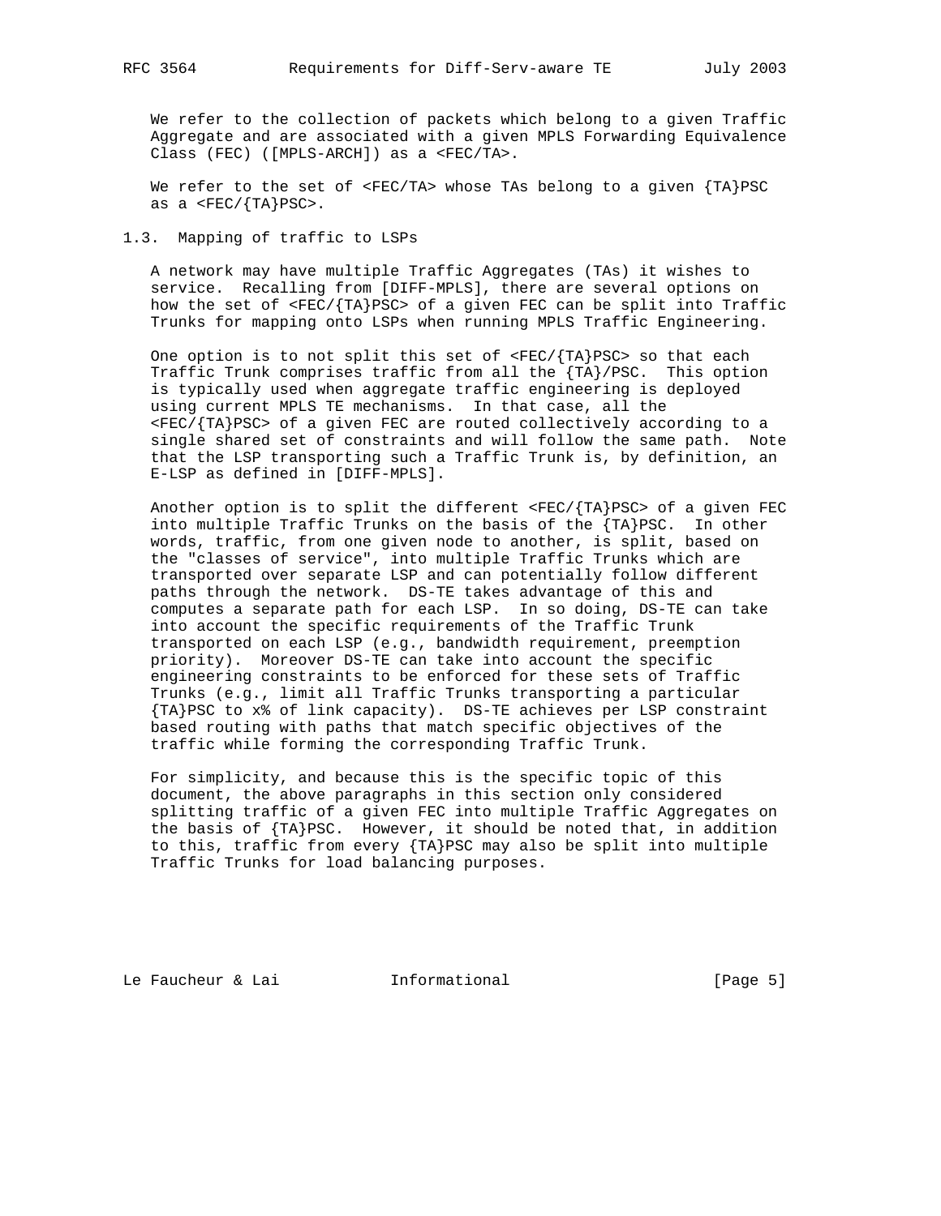We refer to the collection of packets which belong to a given Traffic Aggregate and are associated with a given MPLS Forwarding Equivalence Class (FEC) ([MPLS-ARCH]) as a <FEC/TA>.

We refer to the set of <FEC/TA> whose TAs belong to a given {TA}PSC as a <FEC/{TA}PSC>.

## 1.3. Mapping of traffic to LSPs

A network may have multiple Traffic Aggregates (TAs) it wishes to service. Recalling from [DIFF-MPLS], there are several options on how the set of <FEC/{TA}PSC> of a given FEC can be split into Traffic Trunks for mapping onto LSPs when running MPLS Traffic Engineering.

One option is to not split this set of <FEC/{TA}PSC> so that each Traffic Trunk comprises traffic from all the {TA}/PSC. This option is typically used when aggregate traffic engineering is deployed using current MPLS TE mechanisms. In that case, all the <FEC/{TA}PSC> of a given FEC are routed collectively according to a single shared set of constraints and will follow the same path. Note that the LSP transporting such a Traffic Trunk is, by definition, an E-LSP as defined in [DIFF-MPLS].

Another option is to split the different <FEC/{TA}PSC> of a given FEC into multiple Traffic Trunks on the basis of the {TA}PSC. In other words, traffic, from one given node to another, is split, based on the "classes of service", into multiple Traffic Trunks which are transported over separate LSP and can potentially follow different paths through the network. DS-TE takes advantage of this and computes a separate path for each LSP. In so doing, DS-TE can take into account the specific requirements of the Traffic Trunk transported on each LSP (e.g., bandwidth requirement, preemption priority). Moreover DS-TE can take into account the specific engineering constraints to be enforced for these sets of Traffic Trunks (e.g., limit all Traffic Trunks transporting a particular {TA}PSC to x% of link capacity). DS-TE achieves per LSP constraint based routing with paths that match specific objectives of the traffic while forming the corresponding Traffic Trunk.

For simplicity, and because this is the specific topic of this document, the above paragraphs in this section only considered splitting traffic of a given FEC into multiple Traffic Aggregates on the basis of {TA}PSC. However, it should be noted that, in addition to this, traffic from every {TA}PSC may also be split into multiple Traffic Trunks for load balancing purposes.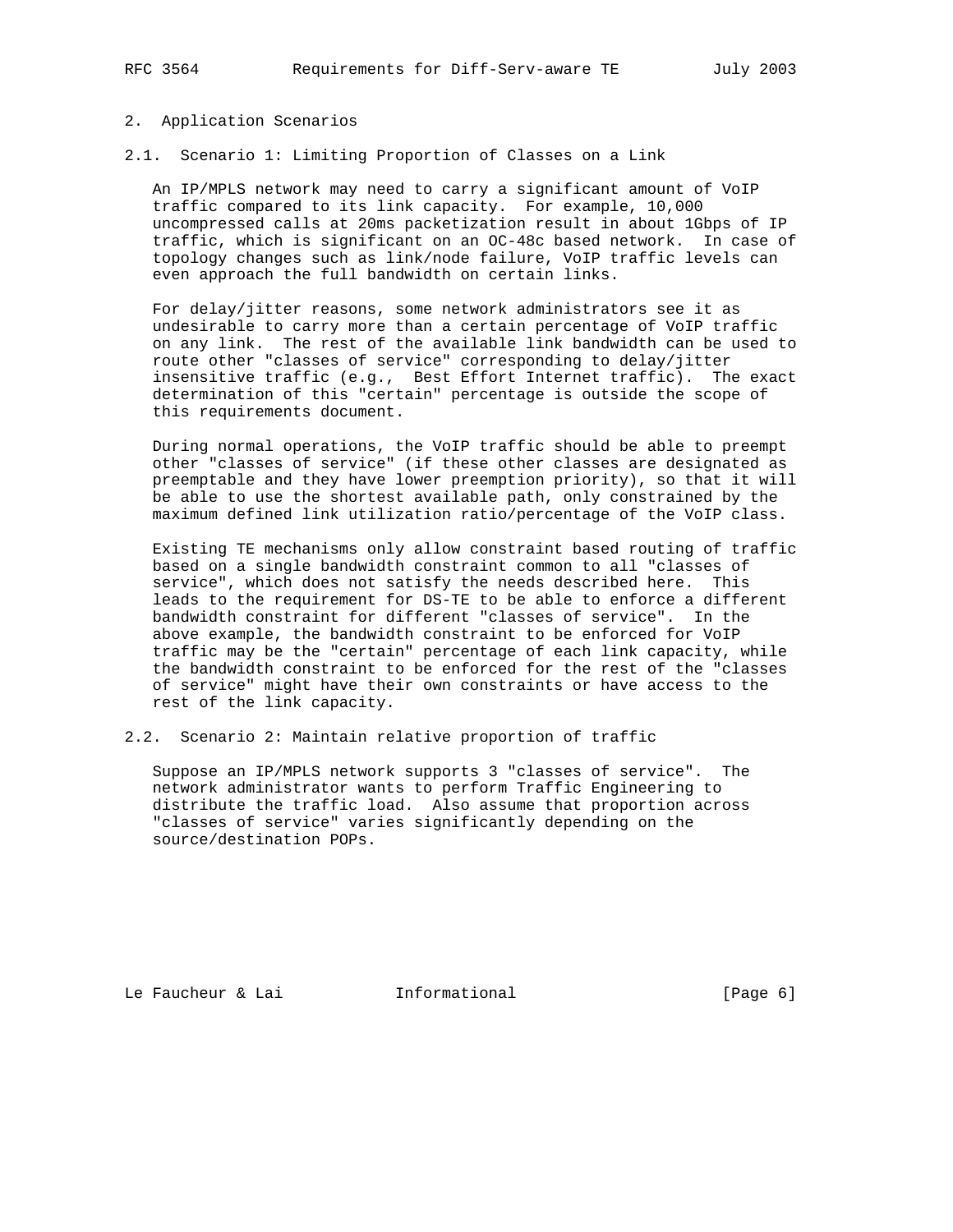## 2. Application Scenarios

### 2.1. Scenario 1: Limiting Proportion of Classes on a Link

An IP/MPLS network may need to carry a significant amount of VoIP traffic compared to its link capacity. For example, 10,000 uncompressed calls at 20ms packetization result in about 1Gbps of IP traffic, which is significant on an OC-48c based network. In case of topology changes such as link/node failure, VoIP traffic levels can even approach the full bandwidth on certain links.

For delay/jitter reasons, some network administrators see it as undesirable to carry more than a certain percentage of VoIP traffic on any link. The rest of the available link bandwidth can be used to route other "classes of service" corresponding to delay/jitter insensitive traffic (e.g., Best Effort Internet traffic). The exact determination of this "certain" percentage is outside the scope of this requirements document.

During normal operations, the VoIP traffic should be able to preempt other "classes of service" (if these other classes are designated as preemptable and they have lower preemption priority), so that it will be able to use the shortest available path, only constrained by the maximum defined link utilization ratio/percentage of the VoIP class.

Existing TE mechanisms only allow constraint based routing of traffic based on a single bandwidth constraint common to all "classes of service", which does not satisfy the needs described here. This leads to the requirement for DS-TE to be able to enforce a different bandwidth constraint for different "classes of service". In the above example, the bandwidth constraint to be enforced for VoIP traffic may be the "certain" percentage of each link capacity, while the bandwidth constraint to be enforced for the rest of the "classes of service" might have their own constraints or have access to the rest of the link capacity.

### 2.2. Scenario 2: Maintain relative proportion of traffic

Suppose an IP/MPLS network supports 3 "classes of service". The network administrator wants to perform Traffic Engineering to distribute the traffic load. Also assume that proportion across "classes of service" varies significantly depending on the source/destination POPs.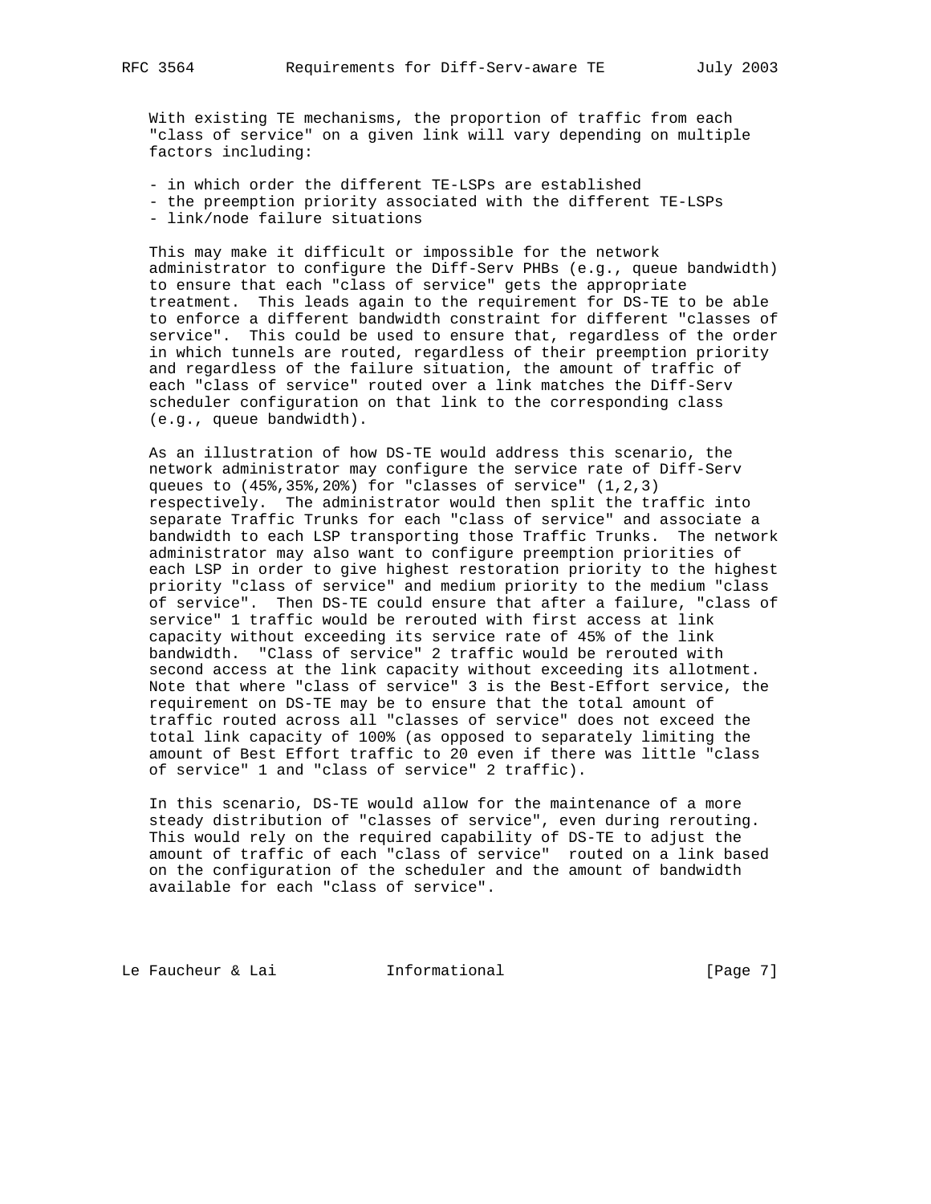With existing TE mechanisms, the proportion of traffic from each "class of service" on a given link will vary depending on multiple factors including:

- in which order the different TE-LSPs are established
- the preemption priority associated with the different TE-LSPs
- link/node failure situations

This may make it difficult or impossible for the network administrator to configure the Diff-Serv PHBs (e.g., queue bandwidth) to ensure that each "class of service" gets the appropriate treatment. This leads again to the requirement for DS-TE to be able to enforce a different bandwidth constraint for different "classes of service". This could be used to ensure that, regardless of the order in which tunnels are routed, regardless of their preemption priority and regardless of the failure situation, the amount of traffic of each "class of service" routed over a link matches the Diff-Serv scheduler configuration on that link to the corresponding class (e.g., queue bandwidth).

As an illustration of how DS-TE would address this scenario, the network administrator may configure the service rate of Diff-Serv queues to (45%,35%,20%) for "classes of service" (1,2,3) respectively. The administrator would then split the traffic into separate Traffic Trunks for each "class of service" and associate a bandwidth to each LSP transporting those Traffic Trunks. The network administrator may also want to configure preemption priorities of each LSP in order to give highest restoration priority to the highest priority "class of service" and medium priority to the medium "class of service". Then DS-TE could ensure that after a failure, "class of service" 1 traffic would be rerouted with first access at link capacity without exceeding its service rate of 45% of the link bandwidth. "Class of service" 2 traffic would be rerouted with second access at the link capacity without exceeding its allotment. Note that where "class of service" 3 is the Best-Effort service, the requirement on DS-TE may be to ensure that the total amount of traffic routed across all "classes of service" does not exceed the total link capacity of 100% (as opposed to separately limiting the amount of Best Effort traffic to 20 even if there was little "class of service" 1 and "class of service" 2 traffic).

In this scenario, DS-TE would allow for the maintenance of a more steady distribution of "classes of service", even during rerouting. This would rely on the required capability of DS-TE to adjust the amount of traffic of each "class of service" routed on a link based on the configuration of the scheduler and the amount of bandwidth available for each "class of service".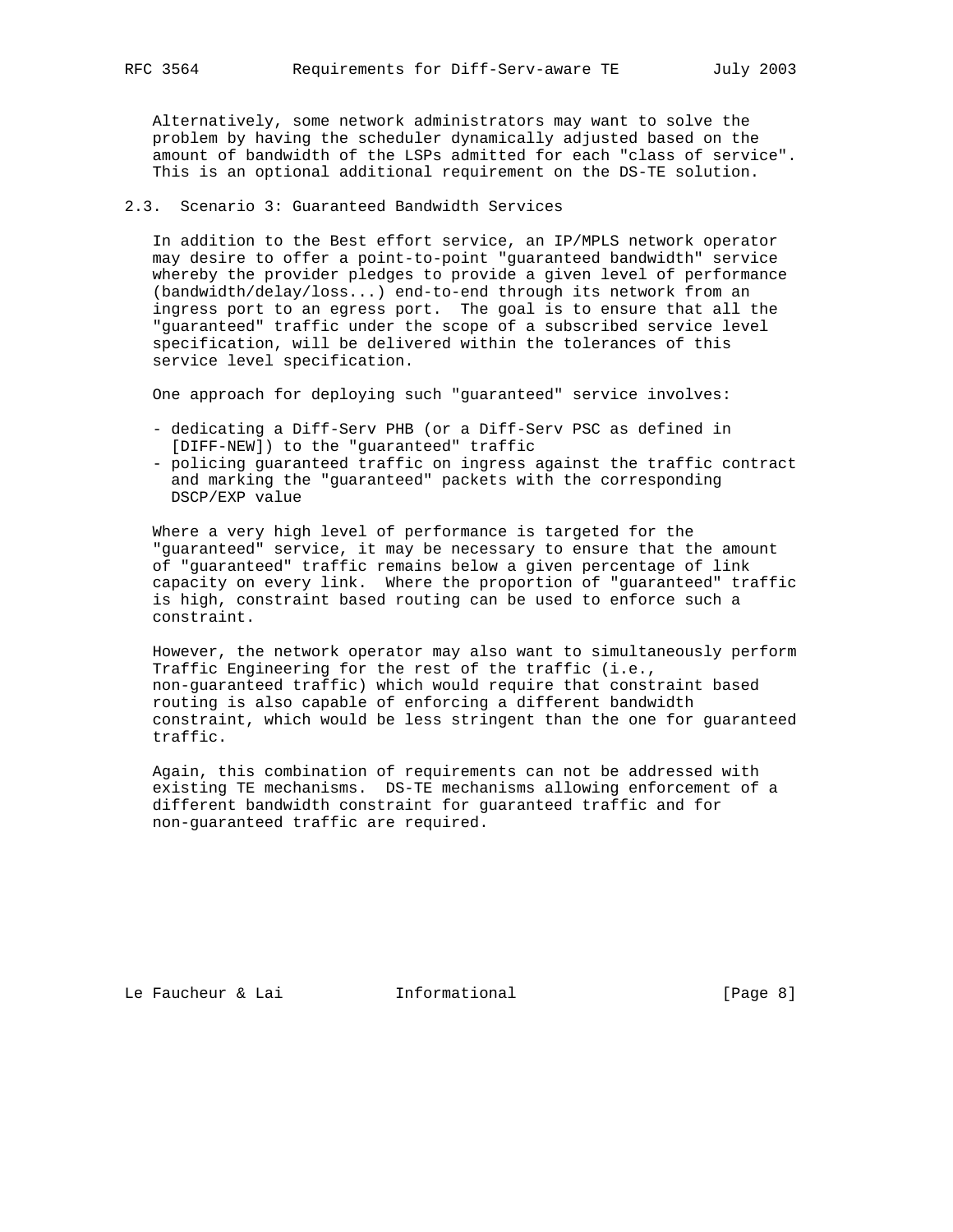Alternatively, some network administrators may want to solve the problem by having the scheduler dynamically adjusted based on the amount of bandwidth of the LSPs admitted for each "class of service". This is an optional additional requirement on the DS-TE solution.

### 2.3. Scenario 3: Guaranteed Bandwidth Services

In addition to the Best effort service, an IP/MPLS network operator may desire to offer a point-to-point "guaranteed bandwidth" service whereby the provider pledges to provide a given level of performance (bandwidth/delay/loss...) end-to-end through its network from an ingress port to an egress port. The goal is to ensure that all the "guaranteed" traffic under the scope of a subscribed service level specification, will be delivered within the tolerances of this service level specification.

One approach for deploying such "guaranteed" service involves:

- dedicating a Diff-Serv PHB (or a Diff-Serv PSC as defined in [DIFF-NEW]) to the "guaranteed" traffic
- policing guaranteed traffic on ingress against the traffic contract and marking the "guaranteed" packets with the corresponding DSCP/EXP value

Where a very high level of performance is targeted for the "guaranteed" service, it may be necessary to ensure that the amount of "guaranteed" traffic remains below a given percentage of link capacity on every link. Where the proportion of "guaranteed" traffic is high, constraint based routing can be used to enforce such a constraint.

However, the network operator may also want to simultaneously perform Traffic Engineering for the rest of the traffic (i.e., non-guaranteed traffic) which would require that constraint based routing is also capable of enforcing a different bandwidth constraint, which would be less stringent than the one for guaranteed traffic.

Again, this combination of requirements can not be addressed with existing TE mechanisms. DS-TE mechanisms allowing enforcement of a different bandwidth constraint for guaranteed traffic and for non-guaranteed traffic are required.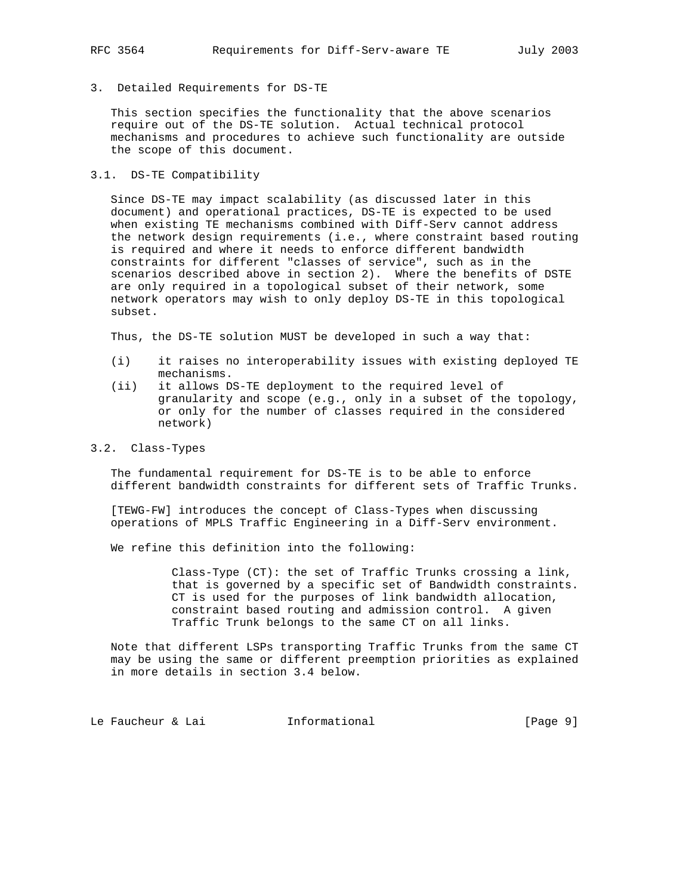## 3. Detailed Requirements for DS-TE

This section specifies the functionality that the above scenarios require out of the DS-TE solution. Actual technical protocol mechanisms and procedures to achieve such functionality are outside the scope of this document.

### 3.1. DS-TE Compatibility

Since DS-TE may impact scalability (as discussed later in this document) and operational practices, DS-TE is expected to be used when existing TE mechanisms combined with Diff-Serv cannot address the network design requirements (i.e., where constraint based routing is required and where it needs to enforce different bandwidth constraints for different "classes of service", such as in the scenarios described above in section 2). Where the benefits of DSTE are only required in a topological subset of their network, some network operators may wish to only deploy DS-TE in this topological subset.

Thus, the DS-TE solution MUST be developed in such a way that:

- (i) it raises no interoperability issues with existing deployed TE mechanisms.
- (ii) it allows DS-TE deployment to the required level of granularity and scope (e.g., only in a subset of the topology, or only for the number of classes required in the considered network)

### 3.2. Class-Types

The fundamental requirement for DS-TE is to be able to enforce different bandwidth constraints for different sets of Traffic Trunks.

[TEWG-FW] introduces the concept of Class-Types when discussing operations of MPLS Traffic Engineering in a Diff-Serv environment.

We refine this definition into the following:

> Class-Type (CT): the set of Traffic Trunks crossing a link, that is governed by a specific set of Bandwidth constraints. CT is used for the purposes of link bandwidth allocation, constraint based routing and admission control. A given Traffic Trunk belongs to the same CT on all links.

Note that different LSPs transporting Traffic Trunks from the same CT may be using the same or different preemption priorities as explained in more details in section 3.4 below.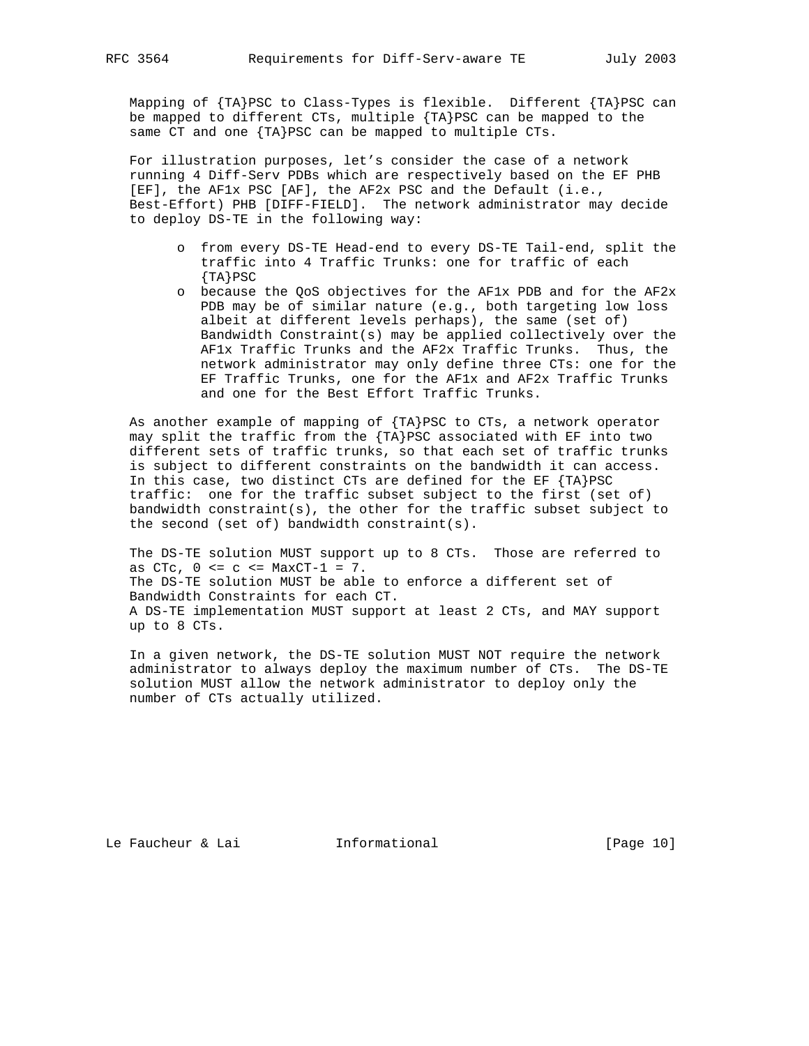Mapping of {TA}PSC to Class-Types is flexible. Different {TA}PSC can be mapped to different CTs, multiple {TA}PSC can be mapped to the same CT and one {TA}PSC can be mapped to multiple CTs.

For illustration purposes, let's consider the case of a network running 4 Diff-Serv PDBs which are respectively based on the EF PHB [EF], the AF1x PSC [AF], the AF2x PSC and the Default (i.e., Best-Effort) PHB [DIFF-FIELD]. The network administrator may decide to deploy DS-TE in the following way:

- o from every DS-TE Head-end to every DS-TE Tail-end, split the traffic into 4 Traffic Trunks: one for traffic of each {TA}PSC
- o because the QoS objectives for the AF1x PDB and for the AF2x PDB may be of similar nature (e.g., both targeting low loss albeit at different levels perhaps), the same (set of) Bandwidth Constraint(s) may be applied collectively over the AF1x Traffic Trunks and the AF2x Traffic Trunks. Thus, the network administrator may only define three CTs: one for the EF Traffic Trunks, one for the AF1x and AF2x Traffic Trunks and one for the Best Effort Traffic Trunks.

As another example of mapping of {TA}PSC to CTs, a network operator may split the traffic from the {TA}PSC associated with EF into two different sets of traffic trunks, so that each set of traffic trunks is subject to different constraints on the bandwidth it can access. In this case, two distinct CTs are defined for the EF {TA}PSC traffic: one for the traffic subset subject to the first (set of) bandwidth constraint(s), the other for the traffic subset subject to the second (set of) bandwidth constraint(s).

The DS-TE solution MUST support up to 8 CTs. Those are referred to as CTc, 0 <= c <= MaxCT-1 = 7.
The DS-TE solution MUST be able to enforce a different set of Bandwidth Constraints for each CT.
A DS-TE implementation MUST support at least 2 CTs, and MAY support up to 8 CTs.

In a given network, the DS-TE solution MUST NOT require the network administrator to always deploy the maximum number of CTs. The DS-TE solution MUST allow the network administrator to deploy only the number of CTs actually utilized.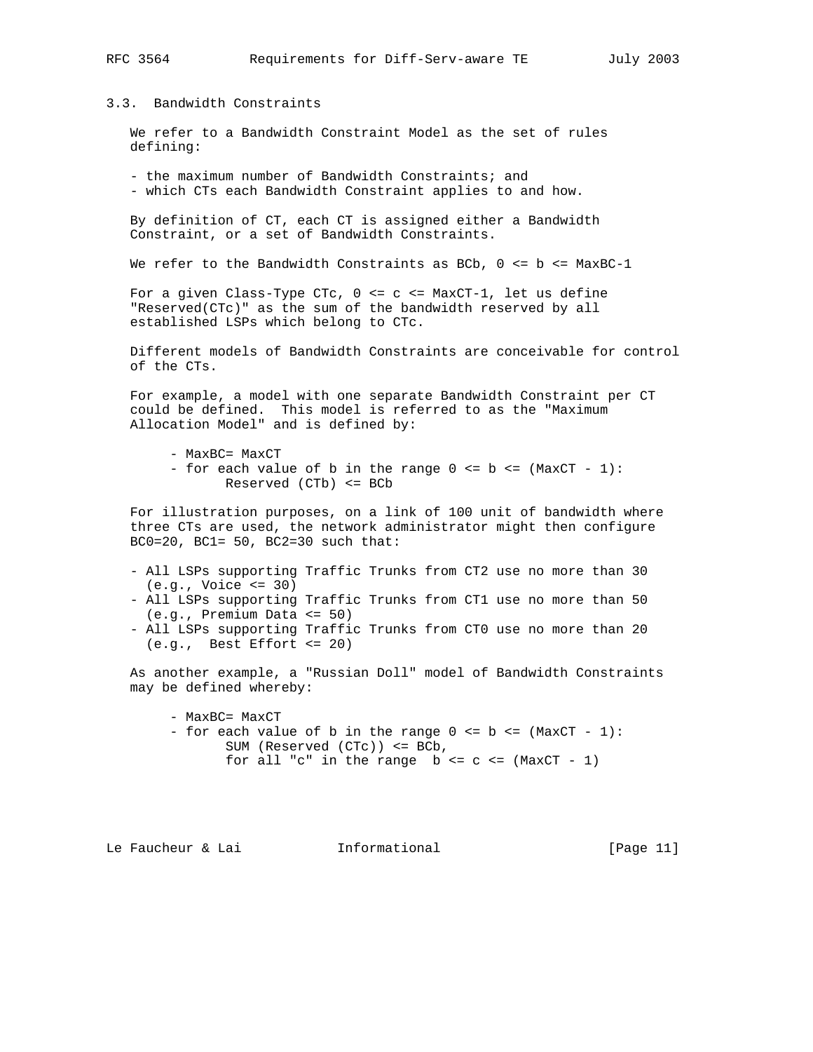### 3.3. Bandwidth Constraints

We refer to a Bandwidth Constraint Model as the set of rules defining:

- the maximum number of Bandwidth Constraints; and
- which CTs each Bandwidth Constraint applies to and how.

By definition of CT, each CT is assigned either a Bandwidth Constraint, or a set of Bandwidth Constraints.

We refer to the Bandwidth Constraints as BCb, $0 \le b \le MaxBC-1$

For a given Class-Type CTc, $0 \le c \le MaxCT-1$, let us define "Reserved(CTc)" as the sum of the bandwidth reserved by all established LSPs which belong to CTc.

Different models of Bandwidth Constraints are conceivable for control of the CTs.

For example, a model with one separate Bandwidth Constraint per CT could be defined. This model is referred to as the "Maximum Allocation Model" and is defined by:

```
      - MaxBC= MaxCT
      - for each value of b in the range 0 <= b <= (MaxCT - 1):
             Reserved (CTb) <= BCb
```

For illustration purposes, on a link of 100 unit of bandwidth where three CTs are used, the network administrator might then configure BC0=20, BC1= 50, BC2=30 such that:

- All LSPs supporting Traffic Trunks from CT2 use no more than 30 (e.g., Voice <= 30)
- All LSPs supporting Traffic Trunks from CT1 use no more than 50 (e.g., Premium Data <= 50)
- All LSPs supporting Traffic Trunks from CT0 use no more than 20 (e.g., Best Effort <= 20)

As another example, a "Russian Doll" model of Bandwidth Constraints may be defined whereby:

```
      - MaxBC= MaxCT
      - for each value of b in the range 0 <= b <= (MaxCT - 1):
             SUM (Reserved (CTc)) <= BCb,
             for all "c" in the range  b <= c <= (MaxCT - 1)
```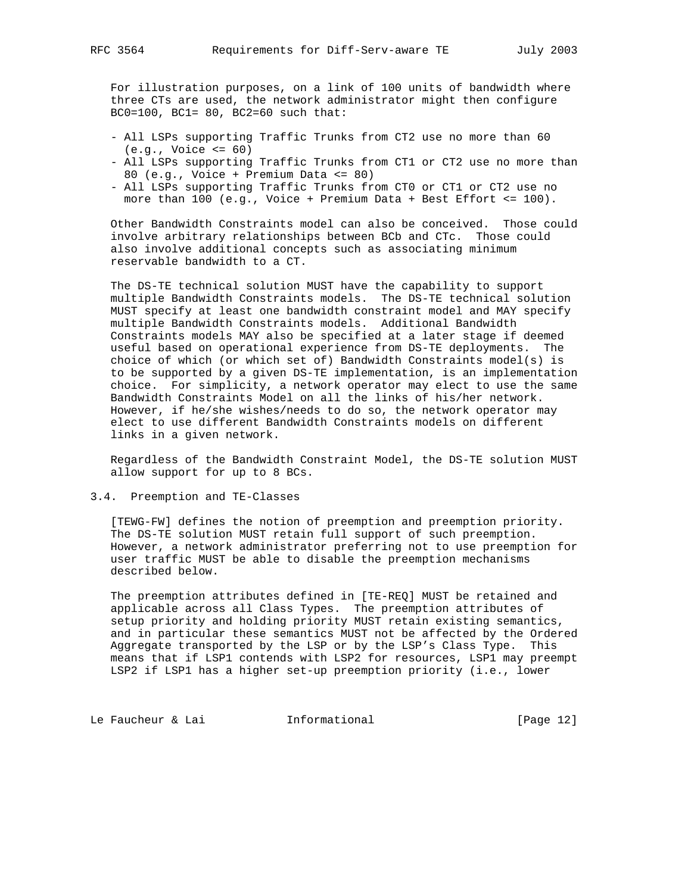For illustration purposes, on a link of 100 units of bandwidth where three CTs are used, the network administrator might then configure BC0=100, BC1= 80, BC2=60 such that:

- All LSPs supporting Traffic Trunks from CT2 use no more than 60 (e.g., Voice <= 60)
- All LSPs supporting Traffic Trunks from CT1 or CT2 use no more than 80 (e.g., Voice + Premium Data <= 80)
- All LSPs supporting Traffic Trunks from CT0 or CT1 or CT2 use no more than 100 (e.g., Voice + Premium Data + Best Effort <= 100).

Other Bandwidth Constraints model can also be conceived. Those could involve arbitrary relationships between BCb and CTc. Those could also involve additional concepts such as associating minimum reservable bandwidth to a CT.

The DS-TE technical solution MUST have the capability to support multiple Bandwidth Constraints models. The DS-TE technical solution MUST specify at least one bandwidth constraint model and MAY specify multiple Bandwidth Constraints models. Additional Bandwidth Constraints models MAY also be specified at a later stage if deemed useful based on operational experience from DS-TE deployments. The choice of which (or which set of) Bandwidth Constraints model(s) is to be supported by a given DS-TE implementation, is an implementation choice. For simplicity, a network operator may elect to use the same Bandwidth Constraints Model on all the links of his/her network. However, if he/she wishes/needs to do so, the network operator may elect to use different Bandwidth Constraints models on different links in a given network.

Regardless of the Bandwidth Constraint Model, the DS-TE solution MUST allow support for up to 8 BCs.

## 3.4. Preemption and TE-Classes

[TEWG-FW] defines the notion of preemption and preemption priority. The DS-TE solution MUST retain full support of such preemption. However, a network administrator preferring not to use preemption for user traffic MUST be able to disable the preemption mechanisms described below.

The preemption attributes defined in [TE-REQ] MUST be retained and applicable across all Class Types. The preemption attributes of setup priority and holding priority MUST retain existing semantics, and in particular these semantics MUST not be affected by the Ordered Aggregate transported by the LSP or by the LSP's Class Type. This means that if LSP1 contends with LSP2 for resources, LSP1 may preempt LSP2 if LSP1 has a higher set-up preemption priority (i.e., lower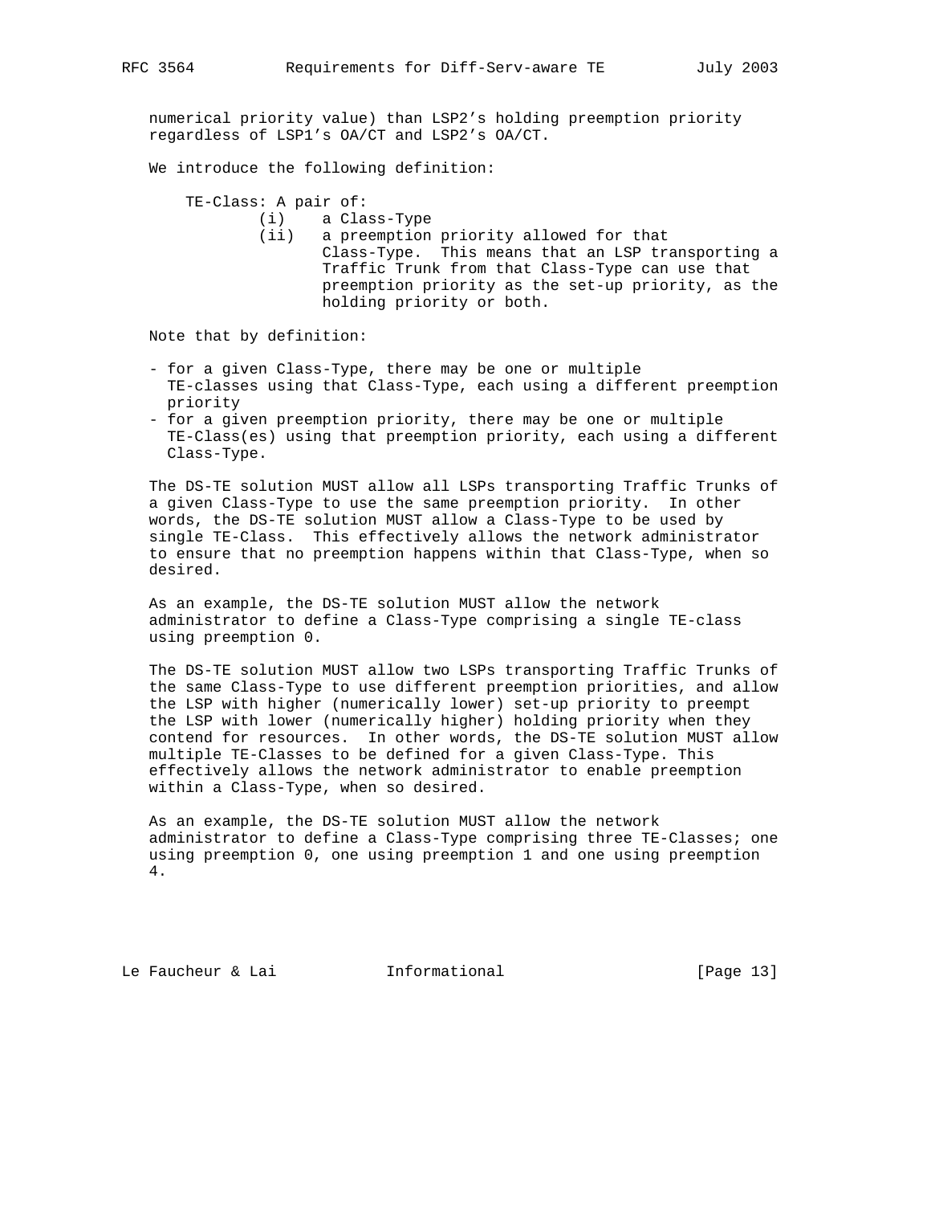numerical priority value) than LSP2's holding preemption priority regardless of LSP1's OA/CT and LSP2's OA/CT.

We introduce the following definition:

TE-Class: A pair of:

- (i) a Class-Type
- (ii) a preemption priority allowed for that Class-Type. This means that an LSP transporting a Traffic Trunk from that Class-Type can use that preemption priority as the set-up priority, as the holding priority or both.

Note that by definition:

- for a given Class-Type, there may be one or multiple TE-classes using that Class-Type, each using a different preemption priority
- for a given preemption priority, there may be one or multiple TE-Class(es) using that preemption priority, each using a different Class-Type.

The DS-TE solution MUST allow all LSPs transporting Traffic Trunks of a given Class-Type to use the same preemption priority. In other words, the DS-TE solution MUST allow a Class-Type to be used by single TE-Class. This effectively allows the network administrator to ensure that no preemption happens within that Class-Type, when so desired.

As an example, the DS-TE solution MUST allow the network administrator to define a Class-Type comprising a single TE-class using preemption 0.

The DS-TE solution MUST allow two LSPs transporting Traffic Trunks of the same Class-Type to use different preemption priorities, and allow the LSP with higher (numerically lower) set-up priority to preempt the LSP with lower (numerically higher) holding priority when they contend for resources. In other words, the DS-TE solution MUST allow multiple TE-Classes to be defined for a given Class-Type. This effectively allows the network administrator to enable preemption within a Class-Type, when so desired.

As an example, the DS-TE solution MUST allow the network administrator to define a Class-Type comprising three TE-Classes; one using preemption 0, one using preemption 1 and one using preemption 4.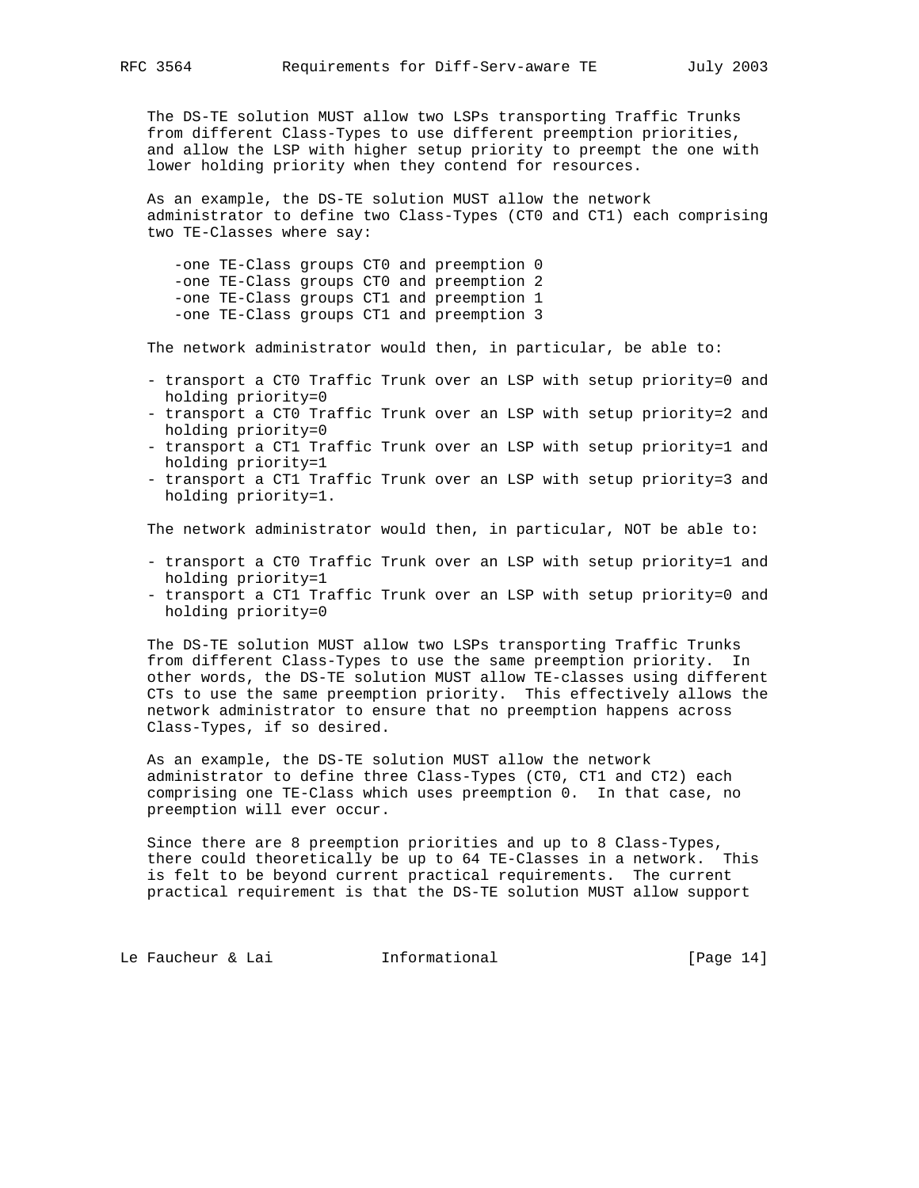The DS-TE solution MUST allow two LSPs transporting Traffic Trunks from different Class-Types to use different preemption priorities, and allow the LSP with higher setup priority to preempt the one with lower holding priority when they contend for resources.

As an example, the DS-TE solution MUST allow the network administrator to define two Class-Types (CT0 and CT1) each comprising two TE-Classes where say:

- one TE-Class groups CT0 and preemption 0
- one TE-Class groups CT0 and preemption 2
- one TE-Class groups CT1 and preemption 1
- one TE-Class groups CT1 and preemption 3

The network administrator would then, in particular, be able to:

- transport a CT0 Traffic Trunk over an LSP with setup priority=0 and holding priority=0
- transport a CT0 Traffic Trunk over an LSP with setup priority=2 and holding priority=0
- transport a CT1 Traffic Trunk over an LSP with setup priority=1 and holding priority=1
- transport a CT1 Traffic Trunk over an LSP with setup priority=3 and holding priority=1.

The network administrator would then, in particular, NOT be able to:

- transport a CT0 Traffic Trunk over an LSP with setup priority=1 and holding priority=1
- transport a CT1 Traffic Trunk over an LSP with setup priority=0 and holding priority=0

The DS-TE solution MUST allow two LSPs transporting Traffic Trunks from different Class-Types to use the same preemption priority. In other words, the DS-TE solution MUST allow TE-classes using different CTs to use the same preemption priority. This effectively allows the network administrator to ensure that no preemption happens across Class-Types, if so desired.

As an example, the DS-TE solution MUST allow the network administrator to define three Class-Types (CT0, CT1 and CT2) each comprising one TE-Class which uses preemption 0. In that case, no preemption will ever occur.

Since there are 8 preemption priorities and up to 8 Class-Types, there could theoretically be up to 64 TE-Classes in a network. This is felt to be beyond current practical requirements. The current practical requirement is that the DS-TE solution MUST allow support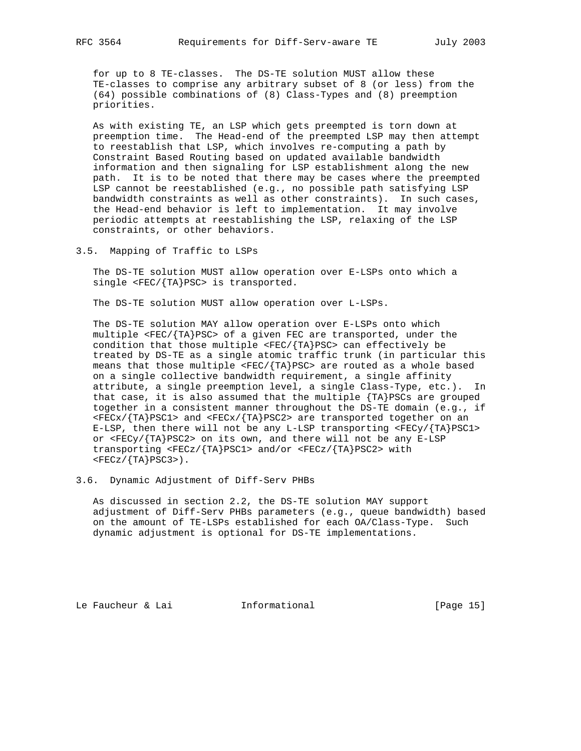for up to 8 TE-classes. The DS-TE solution MUST allow these TE-classes to comprise any arbitrary subset of 8 (or less) from the (64) possible combinations of (8) Class-Types and (8) preemption priorities.

As with existing TE, an LSP which gets preempted is torn down at preemption time. The Head-end of the preempted LSP may then attempt to reestablish that LSP, which involves re-computing a path by Constraint Based Routing based on updated available bandwidth information and then signaling for LSP establishment along the new path. It is to be noted that there may be cases where the preempted LSP cannot be reestablished (e.g., no possible path satisfying LSP bandwidth constraints as well as other constraints). In such cases, the Head-end behavior is left to implementation. It may involve periodic attempts at reestablishing the LSP, relaxing of the LSP constraints, or other behaviors.

## 3.5. Mapping of Traffic to LSPs

The DS-TE solution MUST allow operation over E-LSPs onto which a single <FEC/{TA}PSC> is transported.

The DS-TE solution MUST allow operation over L-LSPs.

The DS-TE solution MAY allow operation over E-LSPs onto which multiple <FEC/{TA}PSC> of a given FEC are transported, under the condition that those multiple <FEC/{TA}PSC> can effectively be treated by DS-TE as a single atomic traffic trunk (in particular this means that those multiple <FEC/{TA}PSC> are routed as a whole based on a single collective bandwidth requirement, a single affinity attribute, a single preemption level, a single Class-Type, etc.). In that case, it is also assumed that the multiple {TA}PSCs are grouped together in a consistent manner throughout the DS-TE domain (e.g., if <FECx/{TA}PSC1> and <FECx/{TA}PSC2> are transported together on an E-LSP, then there will not be any L-LSP transporting <FECy/{TA}PSC1> or <FECy/{TA}PSC2> on its own, and there will not be any E-LSP transporting <FECz/{TA}PSC1> and/or <FECz/{TA}PSC2> with <FECz/{TA}PSC3>).

## 3.6. Dynamic Adjustment of Diff-Serv PHBs

As discussed in section 2.2, the DS-TE solution MAY support adjustment of Diff-Serv PHBs parameters (e.g., queue bandwidth) based on the amount of TE-LSPs established for each OA/Class-Type. Such dynamic adjustment is optional for DS-TE implementations.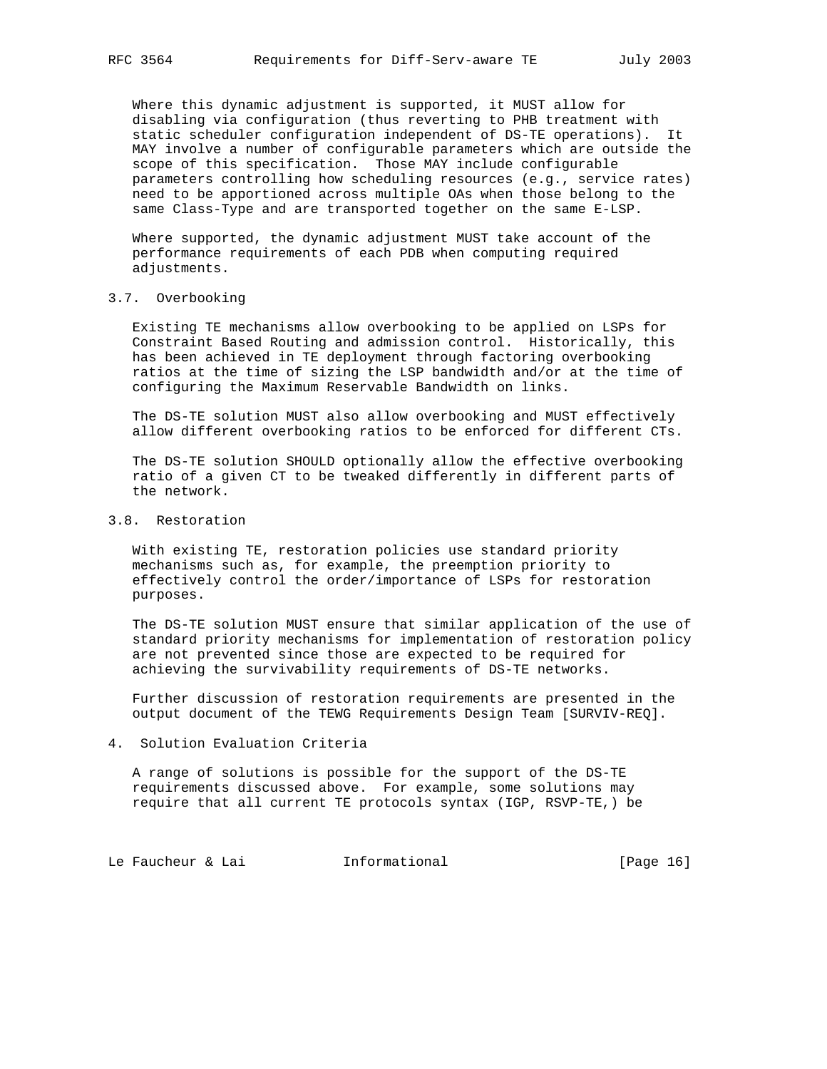Where this dynamic adjustment is supported, it MUST allow for disabling via configuration (thus reverting to PHB treatment with static scheduler configuration independent of DS-TE operations). It MAY involve a number of configurable parameters which are outside the scope of this specification. Those MAY include configurable parameters controlling how scheduling resources (e.g., service rates) need to be apportioned across multiple OAs when those belong to the same Class-Type and are transported together on the same E-LSP.

Where supported, the dynamic adjustment MUST take account of the performance requirements of each PDB when computing required adjustments.

### 3.7. Overbooking

Existing TE mechanisms allow overbooking to be applied on LSPs for Constraint Based Routing and admission control. Historically, this has been achieved in TE deployment through factoring overbooking ratios at the time of sizing the LSP bandwidth and/or at the time of configuring the Maximum Reservable Bandwidth on links.

The DS-TE solution MUST also allow overbooking and MUST effectively allow different overbooking ratios to be enforced for different CTs.

The DS-TE solution SHOULD optionally allow the effective overbooking ratio of a given CT to be tweaked differently in different parts of the network.

### 3.8. Restoration

With existing TE, restoration policies use standard priority mechanisms such as, for example, the preemption priority to effectively control the order/importance of LSPs for restoration purposes.

The DS-TE solution MUST ensure that similar application of the use of standard priority mechanisms for implementation of restoration policy are not prevented since those are expected to be required for achieving the survivability requirements of DS-TE networks.

Further discussion of restoration requirements are presented in the output document of the TEWG Requirements Design Team [SURVIV-REQ].

## 4. Solution Evaluation Criteria

A range of solutions is possible for the support of the DS-TE requirements discussed above. For example, some solutions may require that all current TE protocols syntax (IGP, RSVP-TE,) be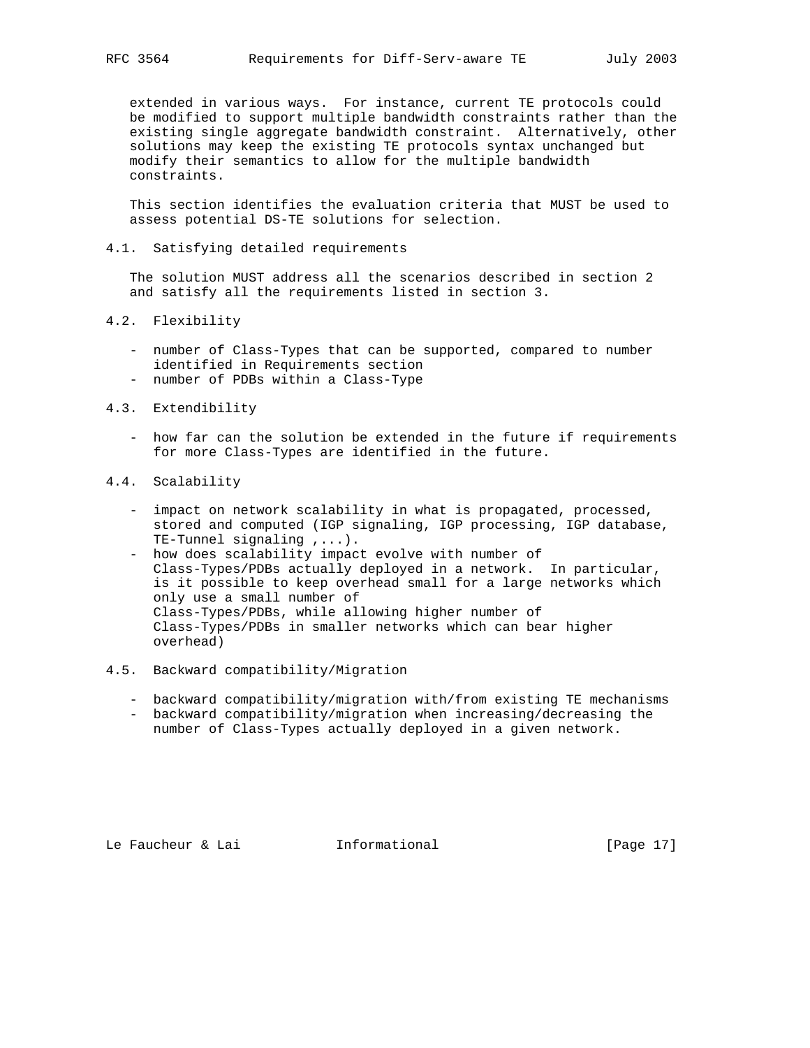extended in various ways. For instance, current TE protocols could be modified to support multiple bandwidth constraints rather than the existing single aggregate bandwidth constraint. Alternatively, other solutions may keep the existing TE protocols syntax unchanged but modify their semantics to allow for the multiple bandwidth constraints.

This section identifies the evaluation criteria that MUST be used to assess potential DS-TE solutions for selection.

### 4.1. Satisfying detailed requirements

The solution MUST address all the scenarios described in section 2 and satisfy all the requirements listed in section 3.

### 4.2. Flexibility

- number of Class-Types that can be supported, compared to number identified in Requirements section
- number of PDBs within a Class-Type

### 4.3. Extendibility

- how far can the solution be extended in the future if requirements for more Class-Types are identified in the future.

### 4.4. Scalability

- impact on network scalability in what is propagated, processed, stored and computed (IGP signaling, IGP processing, IGP database, TE-Tunnel signaling ,...).
- how does scalability impact evolve with number of Class-Types/PDBs actually deployed in a network. In particular, is it possible to keep overhead small for a large networks which only use a small number of Class-Types/PDBs, while allowing higher number of Class-Types/PDBs in smaller networks which can bear higher overhead)

### 4.5. Backward compatibility/Migration

- backward compatibility/migration with/from existing TE mechanisms
- backward compatibility/migration when increasing/decreasing the number of Class-Types actually deployed in a given network.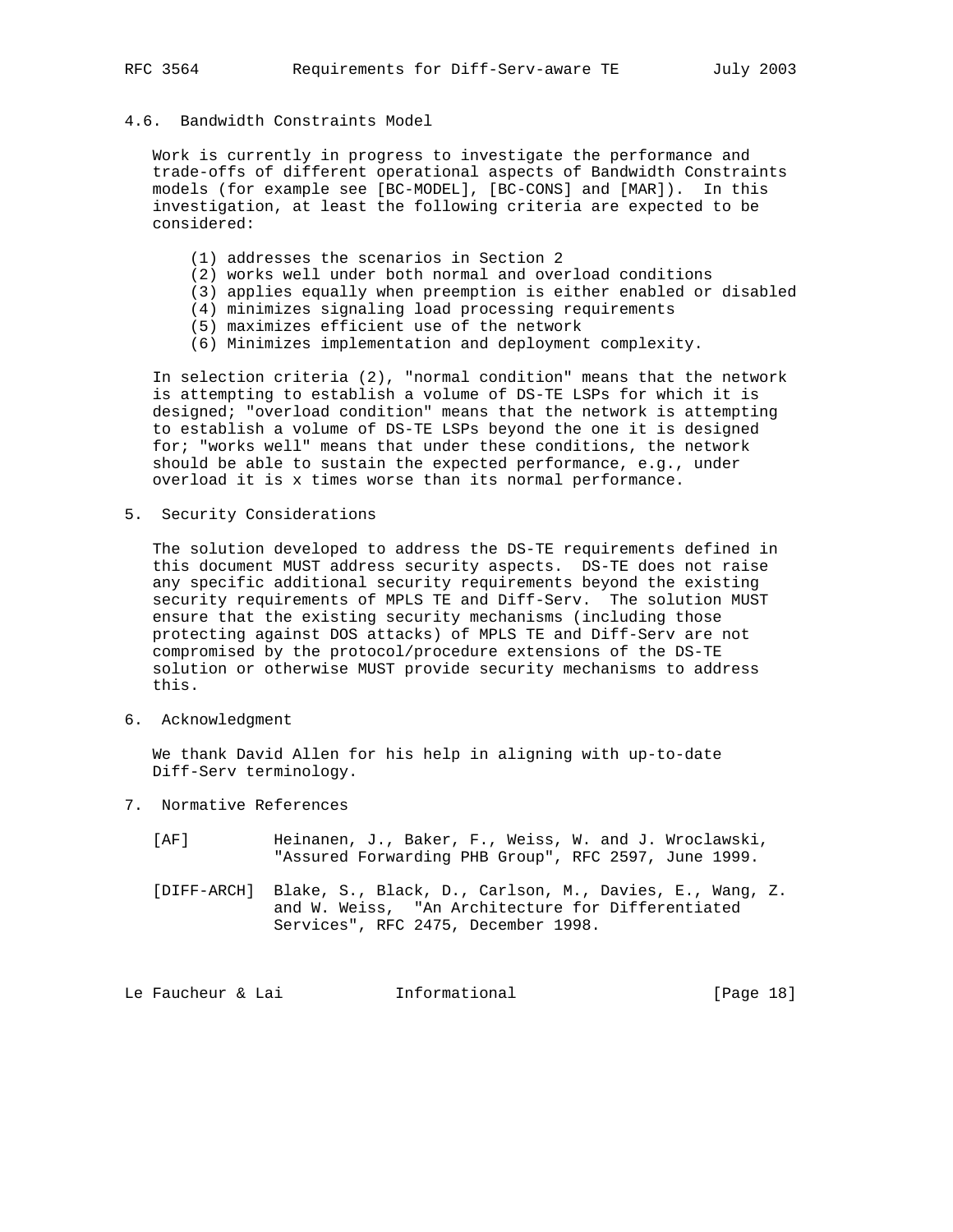## 4.6. Bandwidth Constraints Model

Work is currently in progress to investigate the performance and trade-offs of different operational aspects of Bandwidth Constraints models (for example see [BC-MODEL], [BC-CONS] and [MAR]). In this investigation, at least the following criteria are expected to be considered:

(1) addresses the scenarios in Section 2
(2) works well under both normal and overload conditions
(3) applies equally when preemption is either enabled or disabled
(4) minimizes signaling load processing requirements
(5) maximizes efficient use of the network
(6) Minimizes implementation and deployment complexity.

In selection criteria (2), "normal condition" means that the network is attempting to establish a volume of DS-TE LSPs for which it is designed; "overload condition" means that the network is attempting to establish a volume of DS-TE LSPs beyond the one it is designed for; "works well" means that under these conditions, the network should be able to sustain the expected performance, e.g., under overload it is x times worse than its normal performance.

## 5. Security Considerations

The solution developed to address the DS-TE requirements defined in this document MUST address security aspects. DS-TE does not raise any specific additional security requirements beyond the existing security requirements of MPLS TE and Diff-Serv. The solution MUST ensure that the existing security mechanisms (including those protecting against DOS attacks) of MPLS TE and Diff-Serv are not compromised by the protocol/procedure extensions of the DS-TE solution or otherwise MUST provide security mechanisms to address this.

## 6. Acknowledgment

We thank David Allen for his help in aligning with up-to-date Diff-Serv terminology.

## 7. Normative References

[AF] Heinanen, J., Baker, F., Weiss, W. and J. Wroclawski, "Assured Forwarding PHB Group", RFC 2597, June 1999.

[DIFF-ARCH] Blake, S., Black, D., Carlson, M., Davies, E., Wang, Z. and W. Weiss, "An Architecture for Differentiated Services", RFC 2475, December 1998.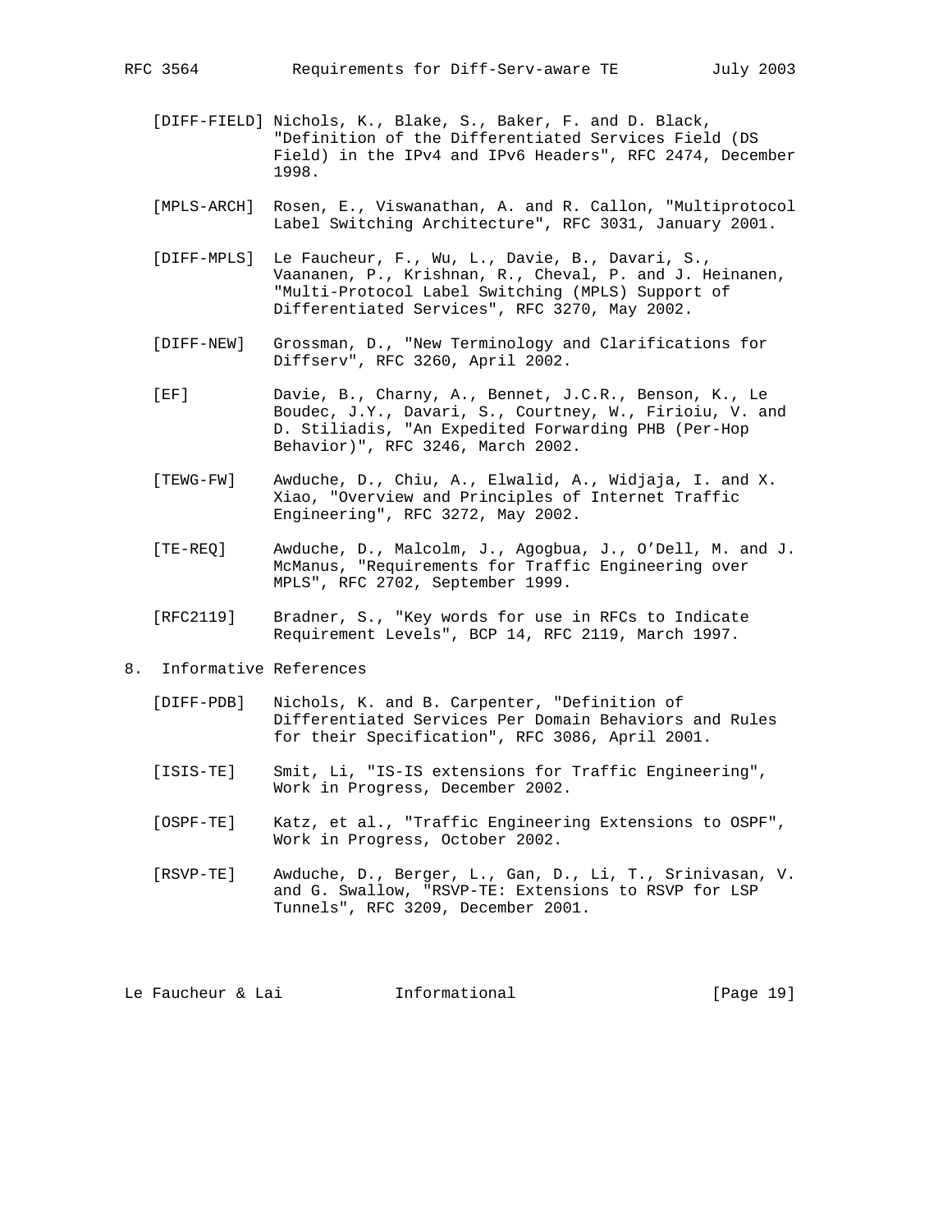[DIFF-FIELD] Nichols, K., Blake, S., Baker, F. and D. Black, "Definition of the Differentiated Services Field (DS Field) in the IPv4 and IPv6 Headers", RFC 2474, December 1998.

[MPLS-ARCH] Rosen, E., Viswanathan, A. and R. Callon, "Multiprotocol Label Switching Architecture", RFC 3031, January 2001.

[DIFF-MPLS] Le Faucheur, F., Wu, L., Davie, B., Davari, S., Vaananen, P., Krishnan, R., Cheval, P. and J. Heinanen, "Multi-Protocol Label Switching (MPLS) Support of Differentiated Services", RFC 3270, May 2002.

[DIFF-NEW] Grossman, D., "New Terminology and Clarifications for Diffserv", RFC 3260, April 2002.

[EF] Davie, B., Charny, A., Bennet, J.C.R., Benson, K., Le Boudec, J.Y., Davari, S., Courtney, W., Firioiu, V. and D. Stiliadis, "An Expedited Forwarding PHB (Per-Hop Behavior)", RFC 3246, March 2002.

[TEWG-FW] Awduche, D., Chiu, A., Elwalid, A., Widjaja, I. and X. Xiao, "Overview and Principles of Internet Traffic Engineering", RFC 3272, May 2002.

[TE-REQ] Awduche, D., Malcolm, J., Agogbua, J., O'Dell, M. and J. McManus, "Requirements for Traffic Engineering over MPLS", RFC 2702, September 1999.

[RFC2119] Bradner, S., "Key words for use in RFCs to Indicate Requirement Levels", BCP 14, RFC 2119, March 1997.

## 8. Informative References

[DIFF-PDB] Nichols, K. and B. Carpenter, "Definition of Differentiated Services Per Domain Behaviors and Rules for their Specification", RFC 3086, April 2001.

[ISIS-TE] Smit, Li, "IS-IS extensions for Traffic Engineering", Work in Progress, December 2002.

[OSPF-TE] Katz, et al., "Traffic Engineering Extensions to OSPF", Work in Progress, October 2002.

[RSVP-TE] Awduche, D., Berger, L., Gan, D., Li, T., Srinivasan, V. and G. Swallow, "RSVP-TE: Extensions to RSVP for LSP Tunnels", RFC 3209, December 2001.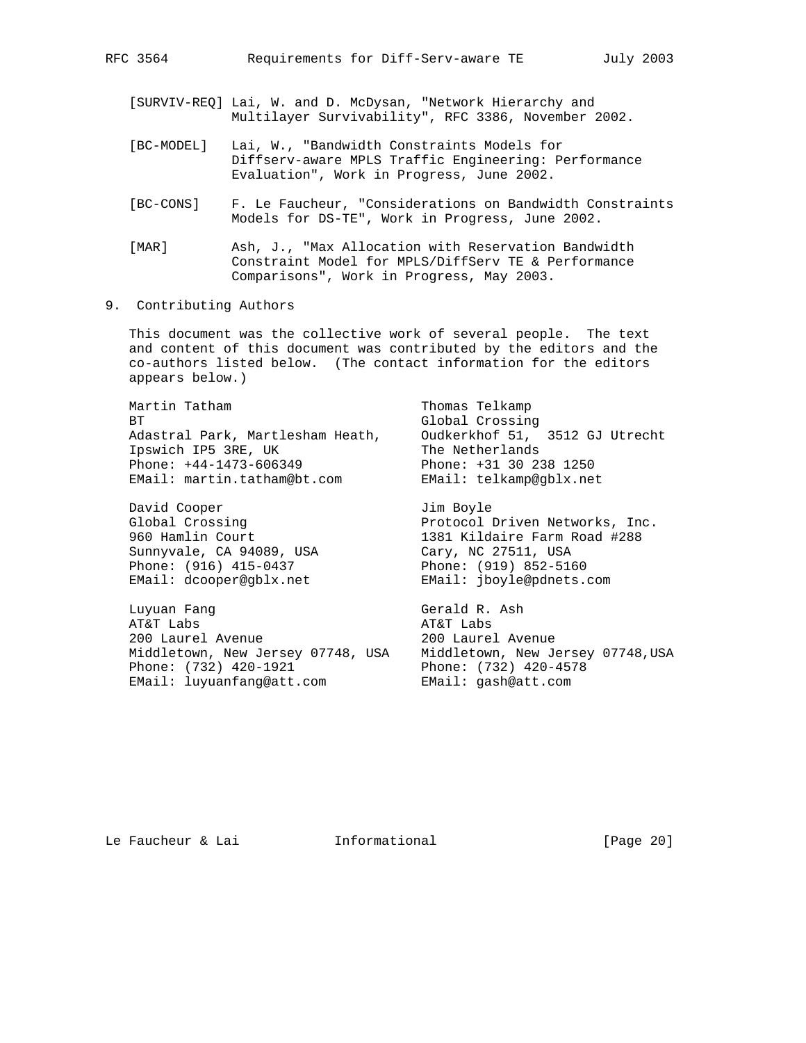[SURVIV-REQ] Lai, W. and D. McDysan, "Network Hierarchy and Multilayer Survivability", RFC 3386, November 2002.

[BC-MODEL] Lai, W., "Bandwidth Constraints Models for Diffserv-aware MPLS Traffic Engineering: Performance Evaluation", Work in Progress, June 2002.

[BC-CONS] F. Le Faucheur, "Considerations on Bandwidth Constraints Models for DS-TE", Work in Progress, June 2002.

[MAR] Ash, J., "Max Allocation with Reservation Bandwidth Constraint Model for MPLS/DiffServ TE & Performance Comparisons", Work in Progress, May 2003.

## 9. Contributing Authors

This document was the collective work of several people. The text and content of this document was contributed by the editors and the co-authors listed below. (The contact information for the editors appears below.)

Martin Tatham
BT
Adastral Park, Martlesham Heath,
Ipswich IP5 3RE, UK
Phone: +44-1473-606349
EMail: martin.tatham@bt.com

Thomas Telkamp
Global Crossing
Oudkerkhof 51, 3512 GJ Utrecht
The Netherlands
Phone: +31 30 238 1250
EMail: telkamp@gblx.net

David Cooper
Global Crossing
960 Hamlin Court
Sunnyvale, CA 94089, USA
Phone: (916) 415-0437
EMail: dcooper@gblx.net

Jim Boyle
Protocol Driven Networks, Inc.
1381 Kildaire Farm Road #288
Cary, NC 27511, USA
Phone: (919) 852-5160
EMail: jboyle@pdnets.com

Luyuan Fang
AT&T Labs
200 Laurel Avenue
Middletown, New Jersey 07748, USA
Phone: (732) 420-1921
EMail: luyuanfang@att.com

Gerald R. Ash
AT&T Labs
200 Laurel Avenue
Middletown, New Jersey 07748,USA
Phone: (732) 420-4578
EMail: gash@att.com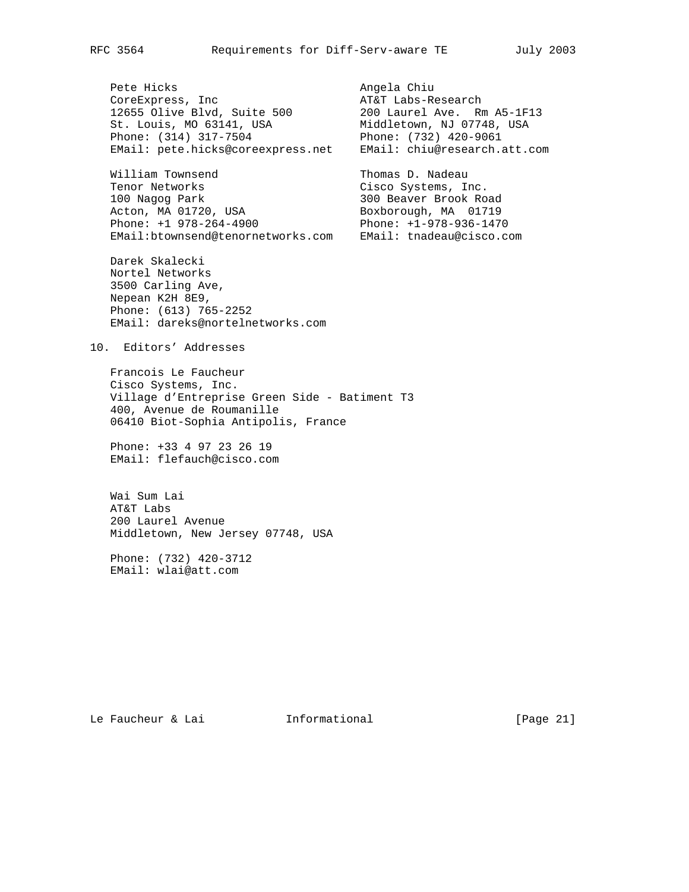Pete Hicks
CoreExpress, Inc
12655 Olive Blvd, Suite 500
St. Louis, MO 63141, USA
Phone: (314) 317-7504
EMail: pete.hicks@coreexpress.net

Angela Chiu
AT&T Labs-Research
200 Laurel Ave. Rm A5-1F13
Middletown, NJ 07748, USA
Phone: (732) 420-9061
EMail: chiu@research.att.com

William Townsend
Tenor Networks
100 Nagog Park
Acton, MA 01720, USA
Phone: +1 978-264-4900
EMail:btownsend@tenornetworks.com

Thomas D. Nadeau
Cisco Systems, Inc.
300 Beaver Brook Road
Boxborough, MA 01719
Phone: +1-978-936-1470
EMail: tnadeau@cisco.com

Darek Skalecki
Nortel Networks
3500 Carling Ave,
Nepean K2H 8E9,
Phone: (613) 765-2252
EMail: dareks@nortelnetworks.com

## 10. Editors' Addresses

Francois Le Faucheur
Cisco Systems, Inc.
Village d'Entreprise Green Side - Batiment T3
400, Avenue de Roumanille
06410 Biot-Sophia Antipolis, France

Phone: +33 4 97 23 26 19
EMail: flefauch@cisco.com

Wai Sum Lai
AT&T Labs
200 Laurel Avenue
Middletown, New Jersey 07748, USA

Phone: (732) 420-3712
EMail: wlai@att.com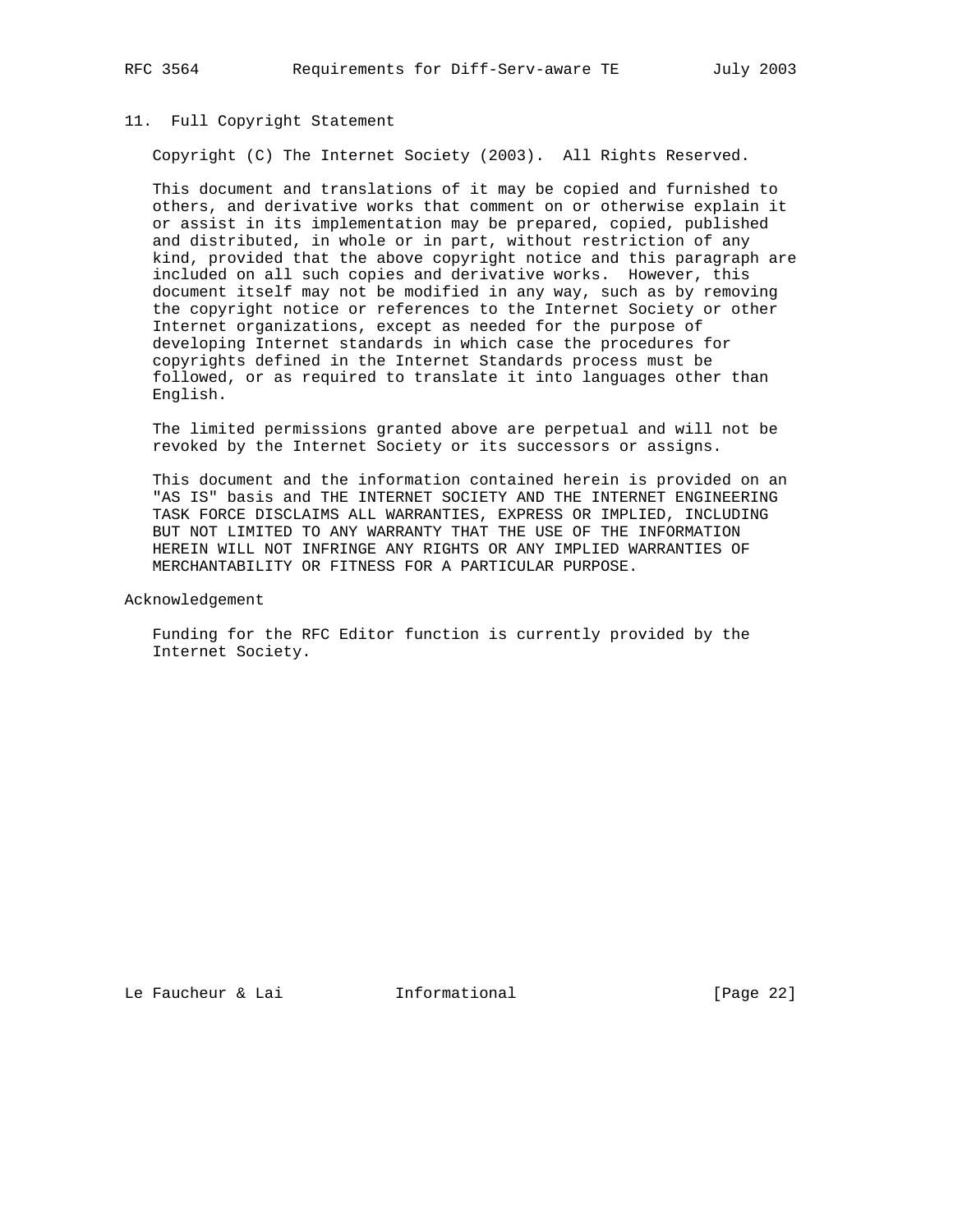## 11. Full Copyright Statement

Copyright (C) The Internet Society (2003). All Rights Reserved.

This document and translations of it may be copied and furnished to others, and derivative works that comment on or otherwise explain it or assist in its implementation may be prepared, copied, published and distributed, in whole or in part, without restriction of any kind, provided that the above copyright notice and this paragraph are included on all such copies and derivative works. However, this document itself may not be modified in any way, such as by removing the copyright notice or references to the Internet Society or other Internet organizations, except as needed for the purpose of developing Internet standards in which case the procedures for copyrights defined in the Internet Standards process must be followed, or as required to translate it into languages other than English.

The limited permissions granted above are perpetual and will not be revoked by the Internet Society or its successors or assigns.

This document and the information contained herein is provided on an "AS IS" basis and THE INTERNET SOCIETY AND THE INTERNET ENGINEERING TASK FORCE DISCLAIMS ALL WARRANTIES, EXPRESS OR IMPLIED, INCLUDING BUT NOT LIMITED TO ANY WARRANTY THAT THE USE OF THE INFORMATION HEREIN WILL NOT INFRINGE ANY RIGHTS OR ANY IMPLIED WARRANTIES OF MERCHANTABILITY OR FITNESS FOR A PARTICULAR PURPOSE.

## Acknowledgement

Funding for the RFC Editor function is currently provided by the Internet Society.